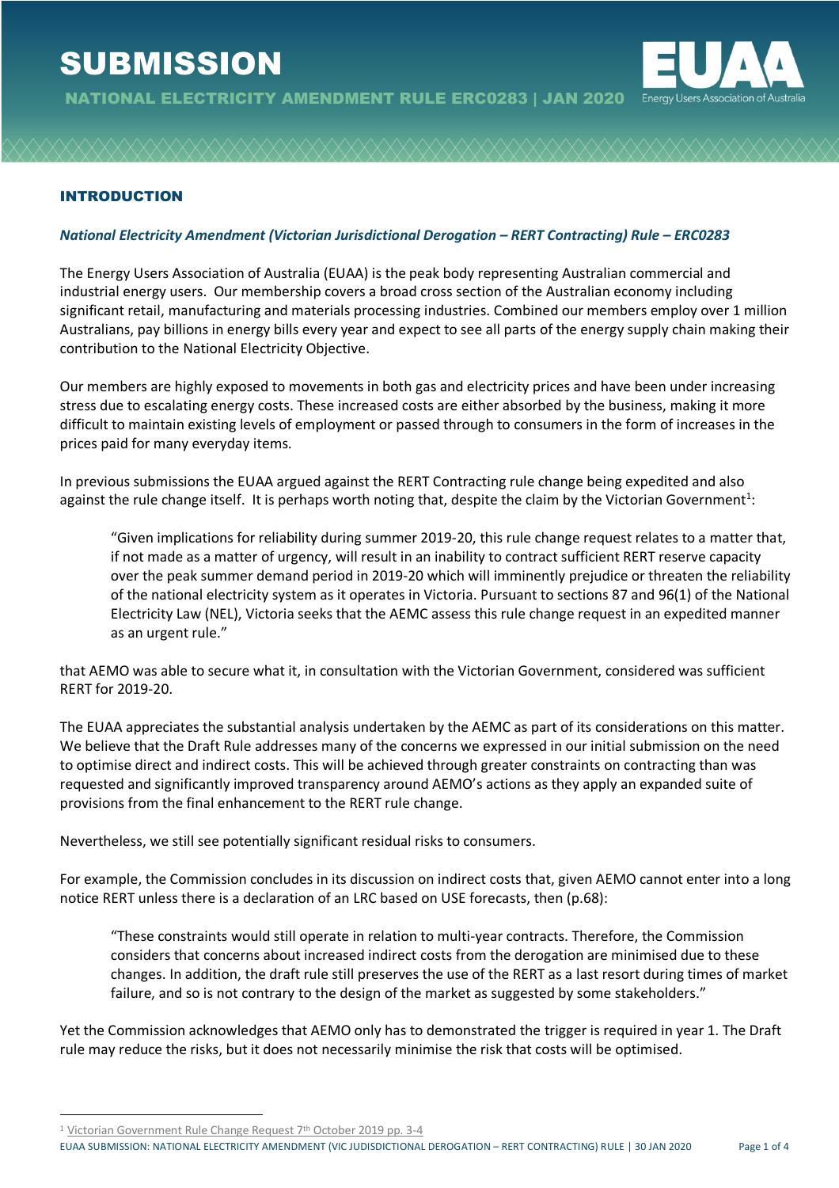# SUBMISSION

**NATIONAL ELECTRICITY AMENDMENT RULE ERC0283 | JAN 2020**

## INTRODUCTION

***National Electricity Amendment (Victorian Jurisdictional Derogation – RERT Contracting) Rule – ERC0283***

The Energy Users Association of Australia (EUAA) is the peak body representing Australian commercial and industrial energy users. Our membership covers a broad cross section of the Australian economy including significant retail, manufacturing and materials processing industries. Combined our members employ over 1 million Australians, pay billions in energy bills every year and expect to see all parts of the energy supply chain making their contribution to the National Electricity Objective.

Our members are highly exposed to movements in both gas and electricity prices and have been under increasing stress due to escalating energy costs. These increased costs are either absorbed by the business, making it more difficult to maintain existing levels of employment or passed through to consumers in the form of increases in the prices paid for many everyday items.

In previous submissions the EUAA argued against the RERT Contracting rule change being expedited and also against the rule change itself. It is perhaps worth noting that, despite the claim by the Victorian Government[1]:

> "Given implications for reliability during summer 2019-20, this rule change request relates to a matter that, if not made as a matter of urgency, will result in an inability to contract sufficient RERT reserve capacity over the peak summer demand period in 2019-20 which will imminently prejudice or threaten the reliability of the national electricity system as it operates in Victoria. Pursuant to sections 87 and 96(1) of the National Electricity Law (NEL), Victoria seeks that the AEMC assess this rule change request in an expedited manner as an urgent rule."

that AEMO was able to secure what it, in consultation with the Victorian Government, considered was sufficient RERT for 2019-20.

The EUAA appreciates the substantial analysis undertaken by the AEMC as part of its considerations on this matter. We believe that the Draft Rule addresses many of the concerns we expressed in our initial submission on the need to optimise direct and indirect costs. This will be achieved through greater constraints on contracting than was requested and significantly improved transparency around AEMO's actions as they apply an expanded suite of provisions from the final enhancement to the RERT rule change.

Nevertheless, we still see potentially significant residual risks to consumers.

For example, the Commission concludes in its discussion on indirect costs that, given AEMO cannot enter into a long notice RERT unless there is a declaration of an LRC based on USE forecasts, then (p.68):

> "These constraints would still operate in relation to multi-year contracts. Therefore, the Commission considers that concerns about increased indirect costs from the derogation are minimised due to these changes. In addition, the draft rule still preserves the use of the RERT as a last resort during times of market failure, and so is not contrary to the design of the market as suggested by some stakeholders."

Yet the Commission acknowledges that AEMO only has to demonstrated the trigger is required in year 1. The Draft rule may reduce the risks, but it does not necessarily minimise the risk that costs will be optimised.

---

[1] Victorian Government Rule Change Request 7th October 2019 pp. 3-4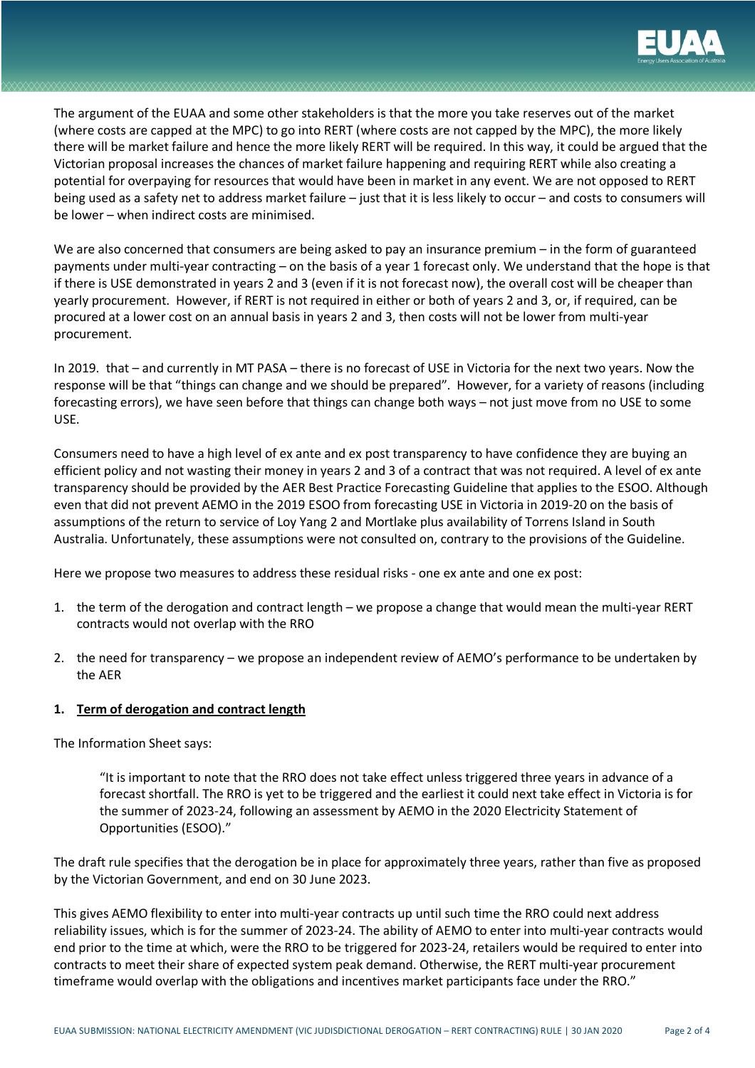The argument of the EUAA and some other stakeholders is that the more you take reserves out of the market (where costs are capped at the MPC) to go into RERT (where costs are not capped by the MPC), the more likely there will be market failure and hence the more likely RERT will be required. In this way, it could be argued that the Victorian proposal increases the chances of market failure happening and requiring RERT while also creating a potential for overpaying for resources that would have been in market in any event. We are not opposed to RERT being used as a safety net to address market failure – just that it is less likely to occur – and costs to consumers will be lower – when indirect costs are minimised.

We are also concerned that consumers are being asked to pay an insurance premium – in the form of guaranteed payments under multi-year contracting – on the basis of a year 1 forecast only. We understand that the hope is that if there is USE demonstrated in years 2 and 3 (even if it is not forecast now), the overall cost will be cheaper than yearly procurement. However, if RERT is not required in either or both of years 2 and 3, or, if required, can be procured at a lower cost on an annual basis in years 2 and 3, then costs will not be lower from multi-year procurement.

In 2019. that – and currently in MT PASA – there is no forecast of USE in Victoria for the next two years. Now the response will be that "things can change and we should be prepared". However, for a variety of reasons (including forecasting errors), we have seen before that things can change both ways – not just move from no USE to some USE.

Consumers need to have a high level of ex ante and ex post transparency to have confidence they are buying an efficient policy and not wasting their money in years 2 and 3 of a contract that was not required. A level of ex ante transparency should be provided by the AER Best Practice Forecasting Guideline that applies to the ESOO. Although even that did not prevent AEMO in the 2019 ESOO from forecasting USE in Victoria in 2019-20 on the basis of assumptions of the return to service of Loy Yang 2 and Mortlake plus availability of Torrens Island in South Australia. Unfortunately, these assumptions were not consulted on, contrary to the provisions of the Guideline.

Here we propose two measures to address these residual risks - one ex ante and one ex post:

1. the term of the derogation and contract length – we propose a change that would mean the multi-year RERT contracts would not overlap with the RRO
2. the need for transparency – we propose an independent review of AEMO's performance to be undertaken by the AER

### 1. Term of derogation and contract length

The Information Sheet says:

> "It is important to note that the RRO does not take effect unless triggered three years in advance of a forecast shortfall. The RRO is yet to be triggered and the earliest it could next take effect in Victoria is for the summer of 2023-24, following an assessment by AEMO in the 2020 Electricity Statement of Opportunities (ESOO)."

The draft rule specifies that the derogation be in place for approximately three years, rather than five as proposed by the Victorian Government, and end on 30 June 2023.

This gives AEMO flexibility to enter into multi-year contracts up until such time the RRO could next address reliability issues, which is for the summer of 2023-24. The ability of AEMO to enter into multi-year contracts would end prior to the time at which, were the RRO to be triggered for 2023-24, retailers would be required to enter into contracts to meet their share of expected system peak demand. Otherwise, the RERT multi-year procurement timeframe would overlap with the obligations and incentives market participants face under the RRO."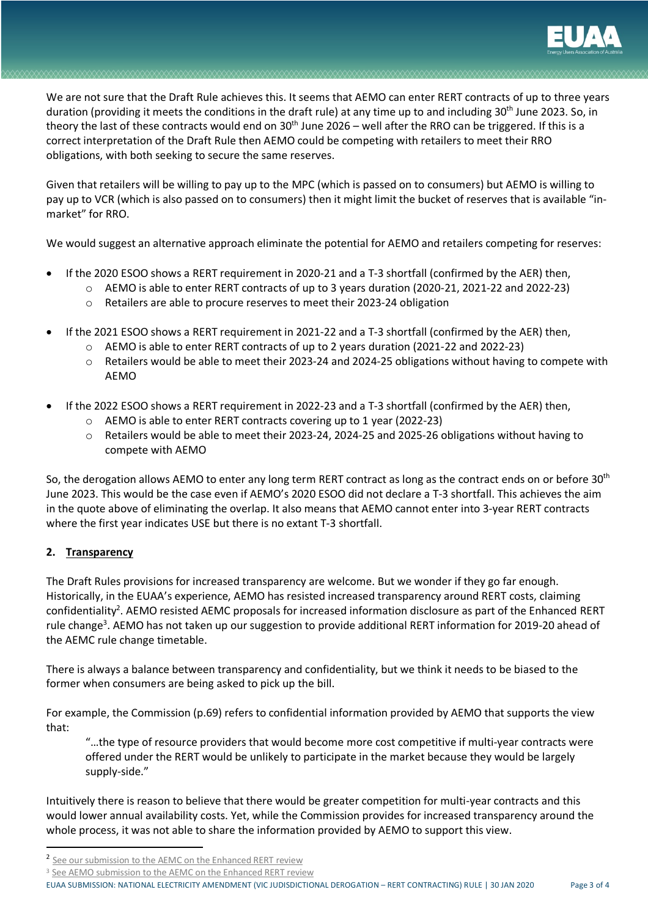We are not sure that the Draft Rule achieves this. It seems that AEMO can enter RERT contracts of up to three years duration (providing it meets the conditions in the draft rule) at any time up to and including 30th June 2023. So, in theory the last of these contracts would end on 30th June 2026 – well after the RRO can be triggered. If this is a correct interpretation of the Draft Rule then AEMO could be competing with retailers to meet their RRO obligations, with both seeking to secure the same reserves.

Given that retailers will be willing to pay up to the MPC (which is passed on to consumers) but AEMO is willing to pay up to VCR (which is also passed on to consumers) then it might limit the bucket of reserves that is available "in-market" for RRO.

We would suggest an alternative approach eliminate the potential for AEMO and retailers competing for reserves:

- If the 2020 ESOO shows a RERT requirement in 2020-21 and a T-3 shortfall (confirmed by the AER) then,
  - AEMO is able to enter RERT contracts of up to 3 years duration (2020-21, 2021-22 and 2022-23)
  - Retailers are able to procure reserves to meet their 2023-24 obligation
- If the 2021 ESOO shows a RERT requirement in 2021-22 and a T-3 shortfall (confirmed by the AER) then,
  - AEMO is able to enter RERT contracts of up to 2 years duration (2021-22 and 2022-23)
  - Retailers would be able to meet their 2023-24 and 2024-25 obligations without having to compete with AEMO
- If the 2022 ESOO shows a RERT requirement in 2022-23 and a T-3 shortfall (confirmed by the AER) then,
  - AEMO is able to enter RERT contracts covering up to 1 year (2022-23)
  - Retailers would be able to meet their 2023-24, 2024-25 and 2025-26 obligations without having to compete with AEMO

So, the derogation allows AEMO to enter any long term RERT contract as long as the contract ends on or before 30th June 2023. This would be the case even if AEMO's 2020 ESOO did not declare a T-3 shortfall. This achieves the aim in the quote above of eliminating the overlap. It also means that AEMO cannot enter into 3-year RERT contracts where the first year indicates USE but there is no extant T-3 shortfall.

**2. Transparency**

The Draft Rules provisions for increased transparency are welcome. But we wonder if they go far enough. Historically, in the EUAA's experience, AEMO has resisted increased transparency around RERT costs, claiming confidentiality[2]. AEMO resisted AEMC proposals for increased information disclosure as part of the Enhanced RERT rule change[3]. AEMO has not taken up our suggestion to provide additional RERT information for 2019-20 ahead of the AEMC rule change timetable.

There is always a balance between transparency and confidentiality, but we think it needs to be biased to the former when consumers are being asked to pick up the bill.

For example, the Commission (p.69) refers to confidential information provided by AEMO that supports the view that:

> "…the type of resource providers that would become more cost competitive if multi-year contracts were offered under the RERT would be unlikely to participate in the market because they would be largely supply-side."

Intuitively there is reason to believe that there would be greater competition for multi-year contracts and this would lower annual availability costs. Yet, while the Commission provides for increased transparency around the whole process, it was not able to share the information provided by AEMO to support this view.

[2] See our submission to the AEMC on the Enhanced RERT review

[3] See AEMO submission to the AEMC on the Enhanced RERT review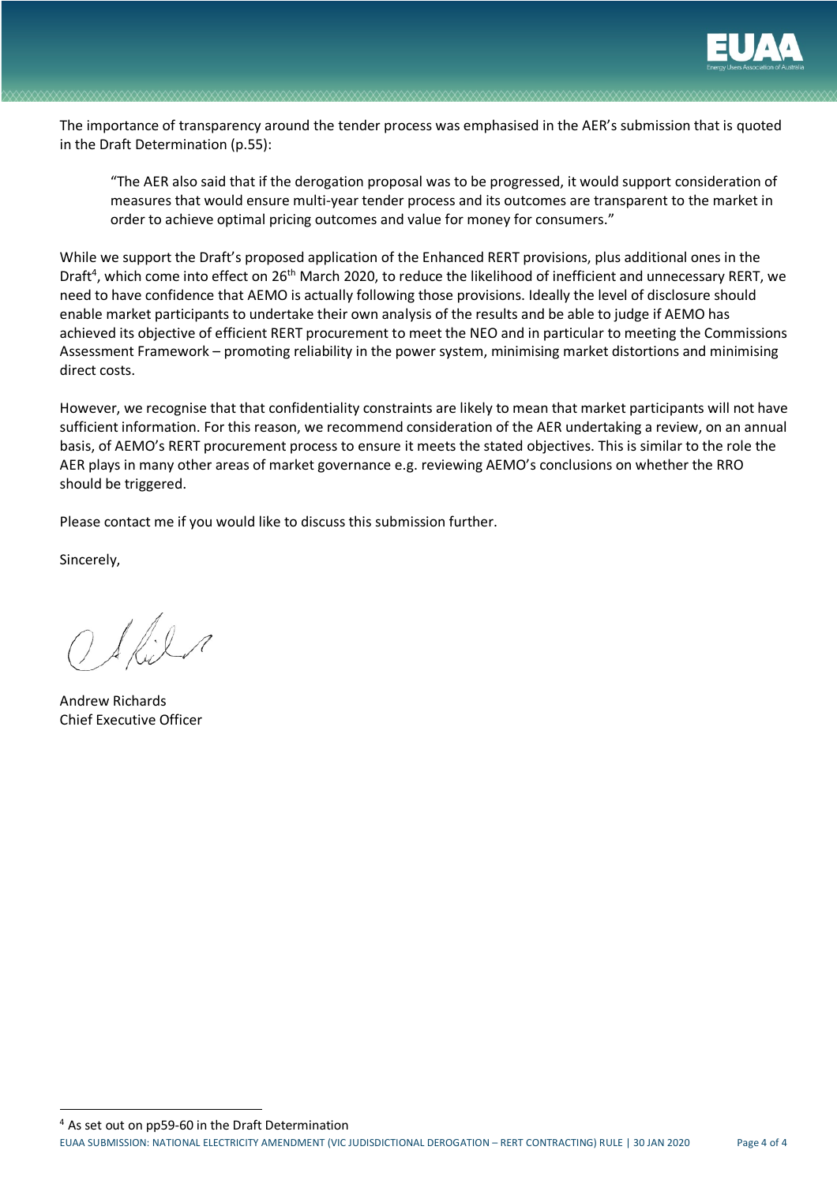The importance of transparency around the tender process was emphasised in the AER's submission that is quoted in the Draft Determination (p.55):

> "The AER also said that if the derogation proposal was to be progressed, it would support consideration of measures that would ensure multi-year tender process and its outcomes are transparent to the market in order to achieve optimal pricing outcomes and value for money for consumers."

While we support the Draft's proposed application of the Enhanced RERT provisions, plus additional ones in the Draft[4], which come into effect on 26th March 2020, to reduce the likelihood of inefficient and unnecessary RERT, we need to have confidence that AEMO is actually following those provisions. Ideally the level of disclosure should enable market participants to undertake their own analysis of the results and be able to judge if AEMO has achieved its objective of efficient RERT procurement to meet the NEO and in particular to meeting the Commissions Assessment Framework – promoting reliability in the power system, minimising market distortions and minimising direct costs.

However, we recognise that that confidentiality constraints are likely to mean that market participants will not have sufficient information. For this reason, we recommend consideration of the AER undertaking a review, on an annual basis, of AEMO's RERT procurement process to ensure it meets the stated objectives. This is similar to the role the AER plays in many other areas of market governance e.g. reviewing AEMO's conclusions on whether the RRO should be triggered.

Please contact me if you would like to discuss this submission further.

Sincerely,

Andrew Richards
Chief Executive Officer

[4] As set out on pp59-60 in the Draft Determination